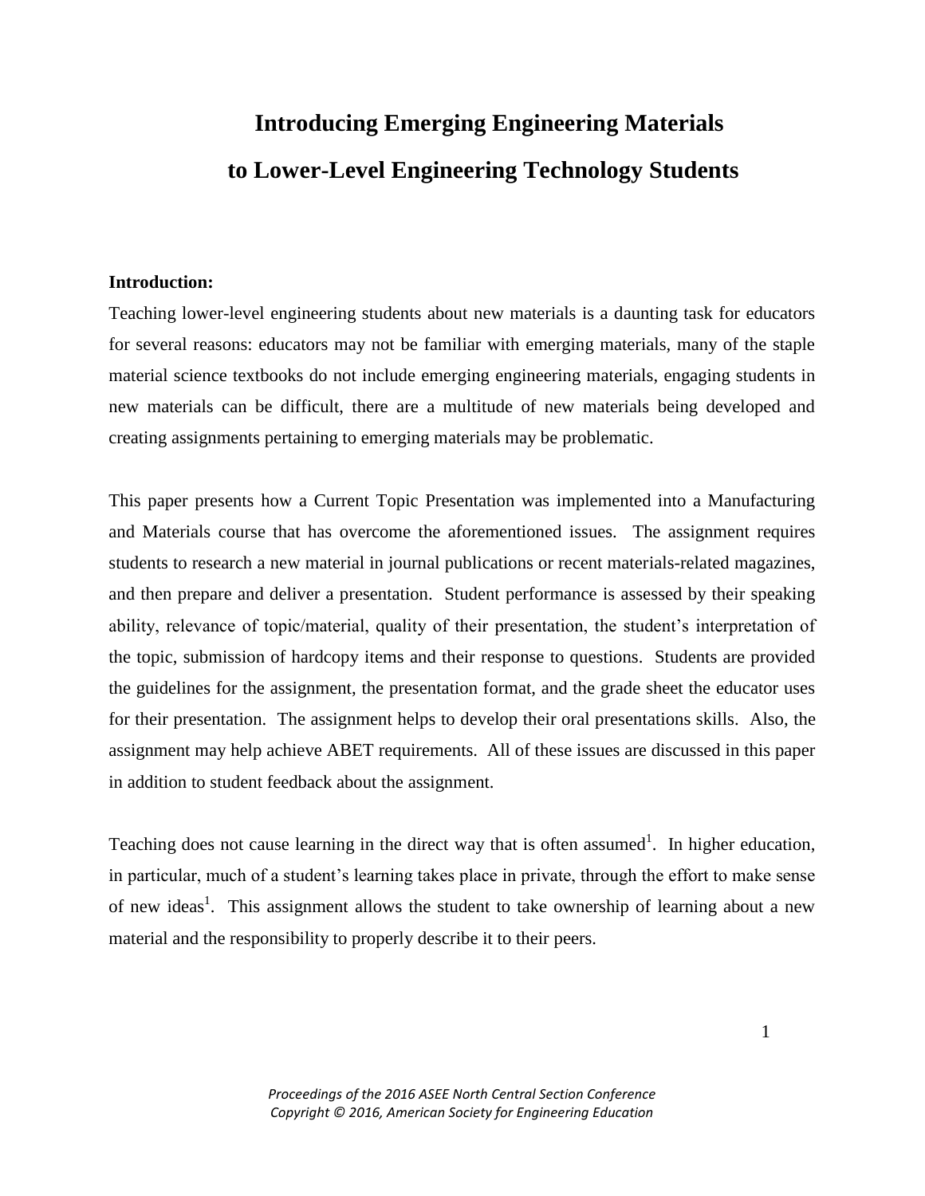# Introducing Emerging Engineering Materials to Lower-Level Engineering Technology Students

**Introduction:**

Teaching lower-level engineering students about new materials is a daunting task for educators for several reasons: educators may not be familiar with emerging materials, many of the staple material science textbooks do not include emerging engineering materials, engaging students in new materials can be difficult, there are a multitude of new materials being developed and creating assignments pertaining to emerging materials may be problematic.

This paper presents how a Current Topic Presentation was implemented into a Manufacturing and Materials course that has overcome the aforementioned issues. The assignment requires students to research a new material in journal publications or recent materials-related magazines, and then prepare and deliver a presentation. Student performance is assessed by their speaking ability, relevance of topic/material, quality of their presentation, the student's interpretation of the topic, submission of hardcopy items and their response to questions. Students are provided the guidelines for the assignment, the presentation format, and the grade sheet the educator uses for their presentation. The assignment helps to develop their oral presentations skills. Also, the assignment may help achieve ABET requirements. All of these issues are discussed in this paper in addition to student feedback about the assignment.

Teaching does not cause learning in the direct way that is often assumed[1]. In higher education, in particular, much of a student's learning takes place in private, through the effort to make sense of new ideas[1]. This assignment allows the student to take ownership of learning about a new material and the responsibility to properly describe it to their peers.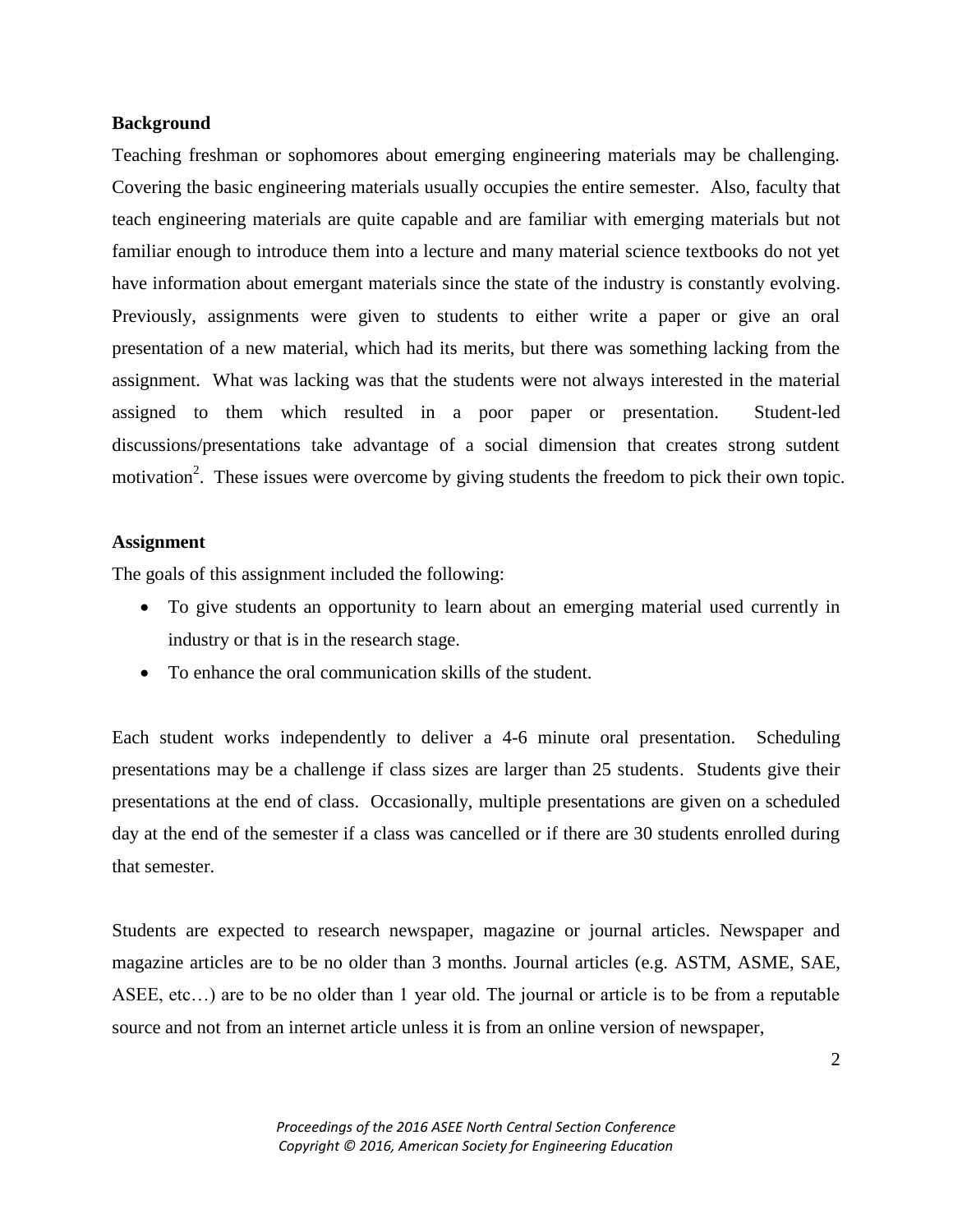## Background

Teaching freshman or sophomores about emerging engineering materials may be challenging. Covering the basic engineering materials usually occupies the entire semester. Also, faculty that teach engineering materials are quite capable and are familiar with emerging materials but not familiar enough to introduce them into a lecture and many material science textbooks do not yet have information about emergant materials since the state of the industry is constantly evolving. Previously, assignments were given to students to either write a paper or give an oral presentation of a new material, which had its merits, but there was something lacking from the assignment. What was lacking was that the students were not always interested in the material assigned to them which resulted in a poor paper or presentation. Student-led discussions/presentations take advantage of a social dimension that creates strong sutdent motivation[2]. These issues were overcome by giving students the freedom to pick their own topic.

## Assignment

The goals of this assignment included the following:

- To give students an opportunity to learn about an emerging material used currently in industry or that is in the research stage.
- To enhance the oral communication skills of the student.

Each student works independently to deliver a 4-6 minute oral presentation. Scheduling presentations may be a challenge if class sizes are larger than 25 students. Students give their presentations at the end of class. Occasionally, multiple presentations are given on a scheduled day at the end of the semester if a class was cancelled or if there are 30 students enrolled during that semester.

Students are expected to research newspaper, magazine or journal articles. Newspaper and magazine articles are to be no older than 3 months. Journal articles (e.g. ASTM, ASME, SAE, ASEE, etc…) are to be no older than 1 year old. The journal or article is to be from a reputable source and not from an internet article unless it is from an online version of newspaper,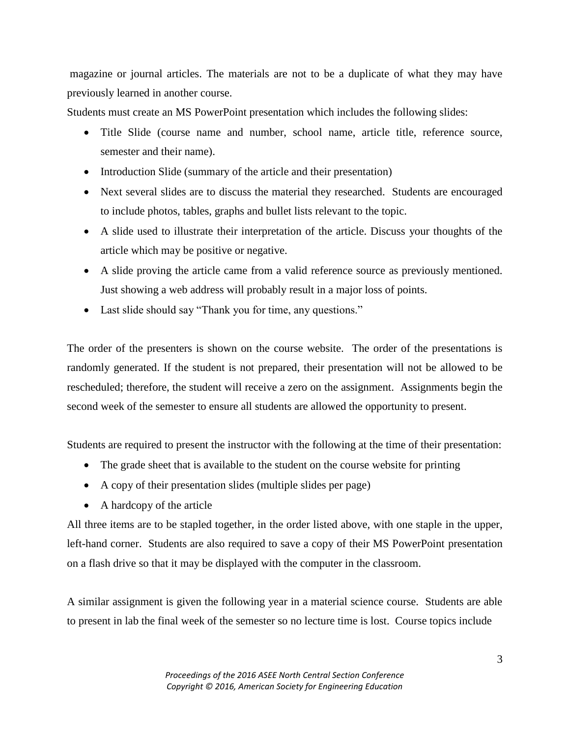magazine or journal articles. The materials are not to be a duplicate of what they may have previously learned in another course.

Students must create an MS PowerPoint presentation which includes the following slides:

- Title Slide (course name and number, school name, article title, reference source, semester and their name).
- Introduction Slide (summary of the article and their presentation)
- Next several slides are to discuss the material they researched. Students are encouraged to include photos, tables, graphs and bullet lists relevant to the topic.
- A slide used to illustrate their interpretation of the article. Discuss your thoughts of the article which may be positive or negative.
- A slide proving the article came from a valid reference source as previously mentioned. Just showing a web address will probably result in a major loss of points.
- Last slide should say "Thank you for time, any questions."

The order of the presenters is shown on the course website. The order of the presentations is randomly generated. If the student is not prepared, their presentation will not be allowed to be rescheduled; therefore, the student will receive a zero on the assignment. Assignments begin the second week of the semester to ensure all students are allowed the opportunity to present.

Students are required to present the instructor with the following at the time of their presentation:

- The grade sheet that is available to the student on the course website for printing
- A copy of their presentation slides (multiple slides per page)
- A hardcopy of the article

All three items are to be stapled together, in the order listed above, with one staple in the upper, left-hand corner. Students are also required to save a copy of their MS PowerPoint presentation on a flash drive so that it may be displayed with the computer in the classroom.

A similar assignment is given the following year in a material science course. Students are able to present in lab the final week of the semester so no lecture time is lost. Course topics include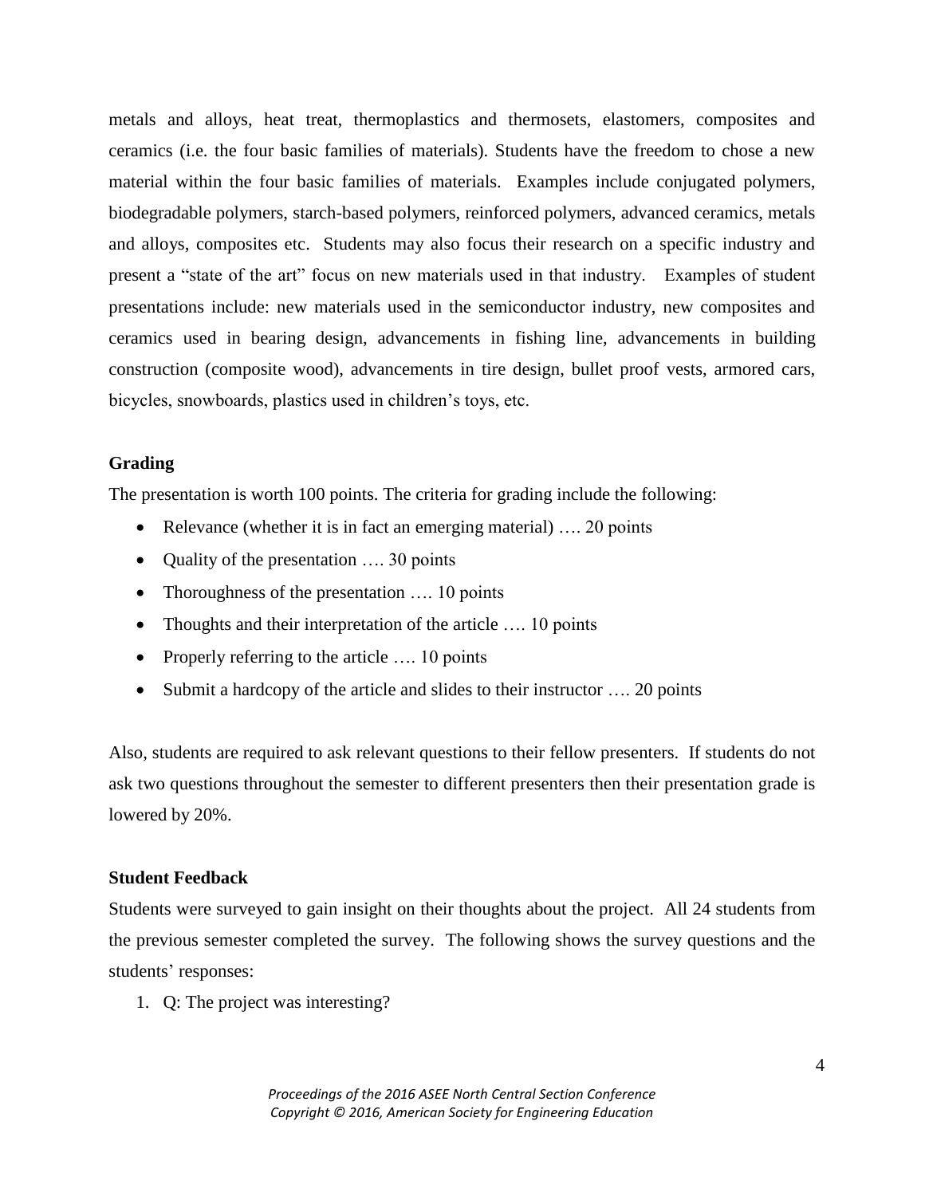metals and alloys, heat treat, thermoplastics and thermosets, elastomers, composites and ceramics (i.e. the four basic families of materials). Students have the freedom to chose a new material within the four basic families of materials. Examples include conjugated polymers, biodegradable polymers, starch-based polymers, reinforced polymers, advanced ceramics, metals and alloys, composites etc. Students may also focus their research on a specific industry and present a "state of the art" focus on new materials used in that industry. Examples of student presentations include: new materials used in the semiconductor industry, new composites and ceramics used in bearing design, advancements in fishing line, advancements in building construction (composite wood), advancements in tire design, bullet proof vests, armored cars, bicycles, snowboards, plastics used in children's toys, etc.

**Grading**

The presentation is worth 100 points. The criteria for grading include the following:

- Relevance (whether it is in fact an emerging material) …. 20 points
- Quality of the presentation …. 30 points
- Thoroughness of the presentation …. 10 points
- Thoughts and their interpretation of the article …. 10 points
- Properly referring to the article …. 10 points
- Submit a hardcopy of the article and slides to their instructor …. 20 points

Also, students are required to ask relevant questions to their fellow presenters. If students do not ask two questions throughout the semester to different presenters then their presentation grade is lowered by 20%.

**Student Feedback**

Students were surveyed to gain insight on their thoughts about the project. All 24 students from the previous semester completed the survey. The following shows the survey questions and the students' responses:

1. Q: The project was interesting?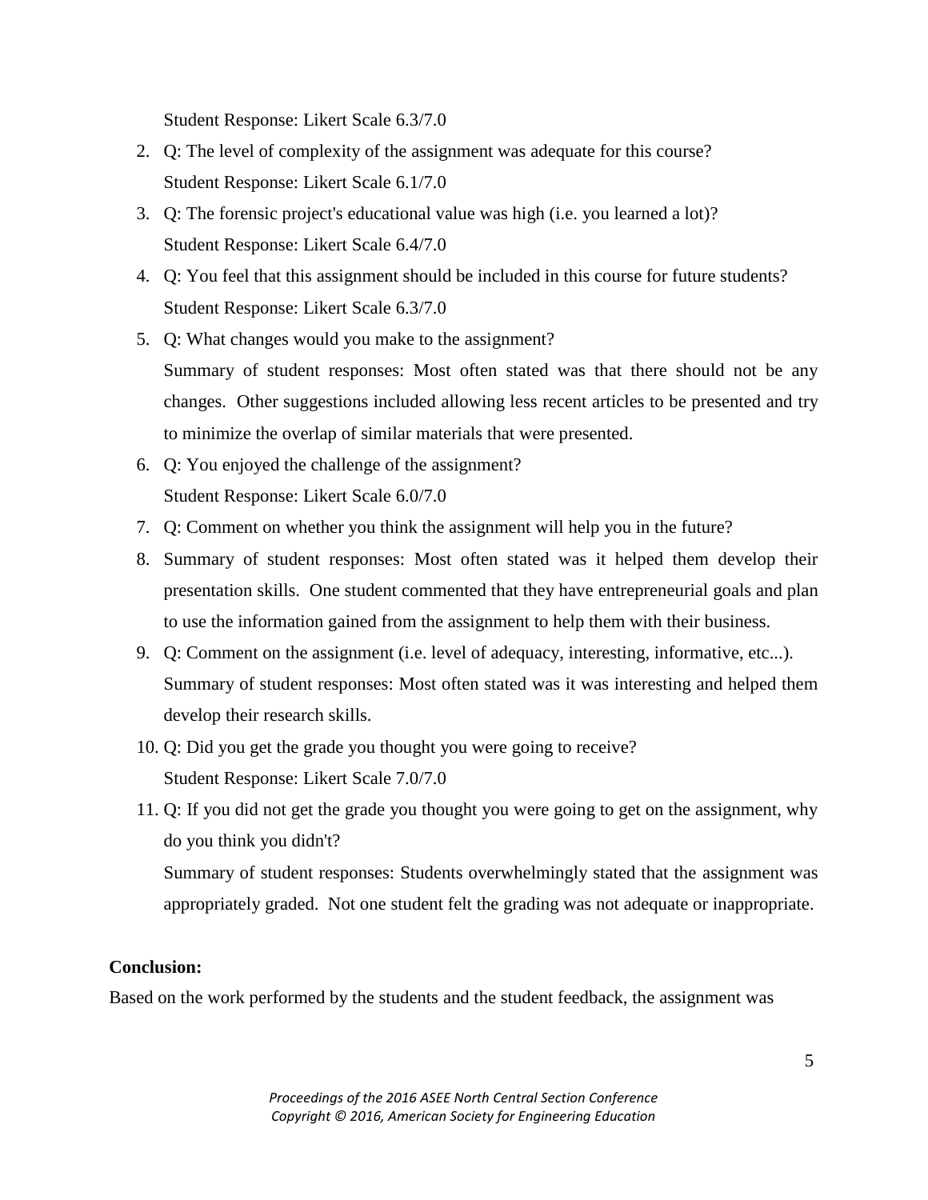Student Response: Likert Scale 6.3/7.0

2. Q: The level of complexity of the assignment was adequate for this course?
   Student Response: Likert Scale 6.1/7.0
3. Q: The forensic project's educational value was high (i.e. you learned a lot)?
   Student Response: Likert Scale 6.4/7.0
4. Q: You feel that this assignment should be included in this course for future students?
   Student Response: Likert Scale 6.3/7.0
5. Q: What changes would you make to the assignment?
   Summary of student responses: Most often stated was that there should not be any changes. Other suggestions included allowing less recent articles to be presented and try to minimize the overlap of similar materials that were presented.
6. Q: You enjoyed the challenge of the assignment?
   Student Response: Likert Scale 6.0/7.0
7. Q: Comment on whether you think the assignment will help you in the future?
8. Summary of student responses: Most often stated was it helped them develop their presentation skills. One student commented that they have entrepreneurial goals and plan to use the information gained from the assignment to help them with their business.
9. Q: Comment on the assignment (i.e. level of adequacy, interesting, informative, etc...).
   Summary of student responses: Most often stated was it was interesting and helped them develop their research skills.
10. Q: Did you get the grade you thought you were going to receive?
    Student Response: Likert Scale 7.0/7.0
11. Q: If you did not get the grade you thought you were going to get on the assignment, why do you think you didn't?
    Summary of student responses: Students overwhelmingly stated that the assignment was appropriately graded. Not one student felt the grading was not adequate or inappropriate.

**Conclusion:**

Based on the work performed by the students and the student feedback, the assignment was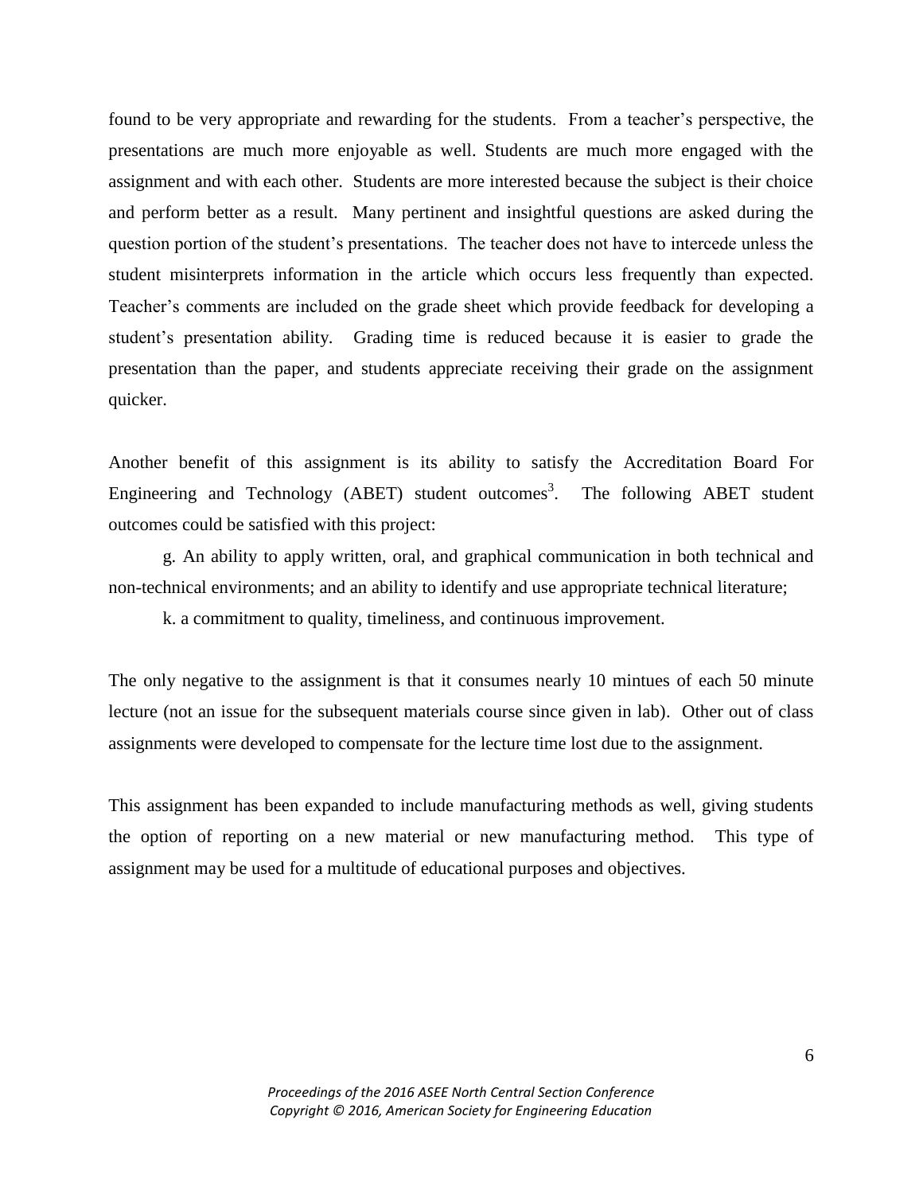found to be very appropriate and rewarding for the students. From a teacher's perspective, the presentations are much more enjoyable as well. Students are much more engaged with the assignment and with each other. Students are more interested because the subject is their choice and perform better as a result. Many pertinent and insightful questions are asked during the question portion of the student's presentations. The teacher does not have to intercede unless the student misinterprets information in the article which occurs less frequently than expected. Teacher's comments are included on the grade sheet which provide feedback for developing a student's presentation ability. Grading time is reduced because it is easier to grade the presentation than the paper, and students appreciate receiving their grade on the assignment quicker.

Another benefit of this assignment is its ability to satisfy the Accreditation Board For Engineering and Technology (ABET) student outcomes[3]. The following ABET student outcomes could be satisfied with this project:

g. An ability to apply written, oral, and graphical communication in both technical and non-technical environments; and an ability to identify and use appropriate technical literature;

k. a commitment to quality, timeliness, and continuous improvement.

The only negative to the assignment is that it consumes nearly 10 mintues of each 50 minute lecture (not an issue for the subsequent materials course since given in lab). Other out of class assignments were developed to compensate for the lecture time lost due to the assignment.

This assignment has been expanded to include manufacturing methods as well, giving students the option of reporting on a new material or new manufacturing method. This type of assignment may be used for a multitude of educational purposes and objectives.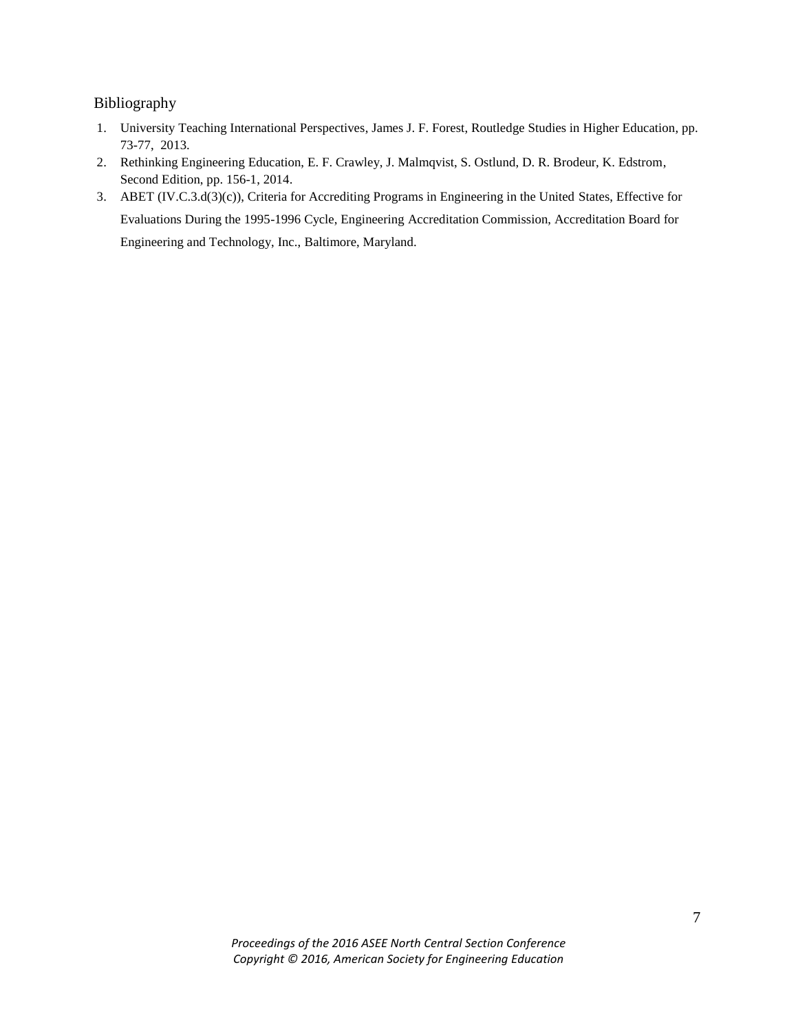## Bibliography

1. University Teaching International Perspectives, James J. F. Forest, Routledge Studies in Higher Education, pp. 73-77, 2013.
2. Rethinking Engineering Education, E. F. Crawley, J. Malmqvist, S. Ostlund, D. R. Brodeur, K. Edstrom, Second Edition, pp. 156-1, 2014.
3. ABET (IV.C.3.d(3)(c)), Criteria for Accrediting Programs in Engineering in the United States, Effective for Evaluations During the 1995-1996 Cycle, Engineering Accreditation Commission, Accreditation Board for Engineering and Technology, Inc., Baltimore, Maryland.